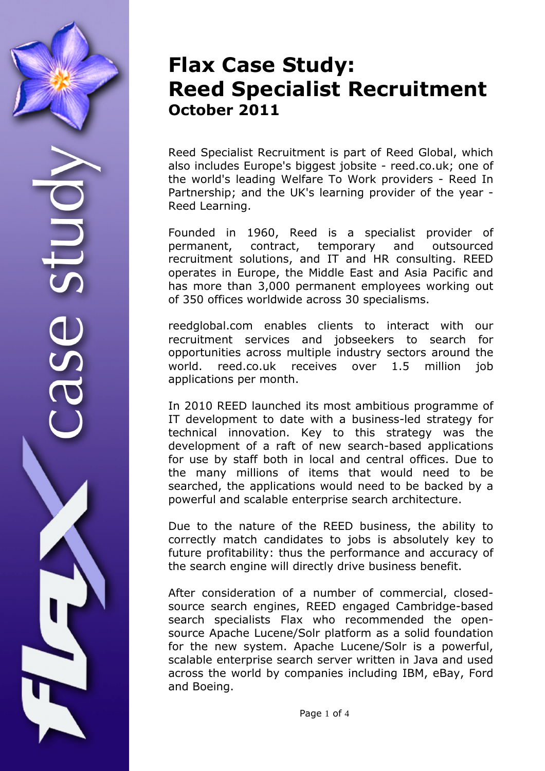# Flax Case Study: Reed Specialist Recruitment
## October 2011

Reed Specialist Recruitment is part of Reed Global, which also includes Europe's biggest jobsite - reed.co.uk; one of the world's leading Welfare To Work providers - Reed In Partnership; and the UK's learning provider of the year - Reed Learning.

Founded in 1960, Reed is a specialist provider of permanent, contract, temporary and outsourced recruitment solutions, and IT and HR consulting. REED operates in Europe, the Middle East and Asia Pacific and has more than 3,000 permanent employees working out of 350 offices worldwide across 30 specialisms.

reedglobal.com enables clients to interact with our recruitment services and jobseekers to search for opportunities across multiple industry sectors around the world. reed.co.uk receives over 1.5 million job applications per month.

In 2010 REED launched its most ambitious programme of IT development to date with a business-led strategy for technical innovation. Key to this strategy was the development of a raft of new search-based applications for use by staff both in local and central offices. Due to the many millions of items that would need to be searched, the applications would need to be backed by a powerful and scalable enterprise search architecture.

Due to the nature of the REED business, the ability to correctly match candidates to jobs is absolutely key to future profitability: thus the performance and accuracy of the search engine will directly drive business benefit.

After consideration of a number of commercial, closed-source search engines, REED engaged Cambridge-based search specialists Flax who recommended the open-source Apache Lucene/Solr platform as a solid foundation for the new system. Apache Lucene/Solr is a powerful, scalable enterprise search server written in Java and used across the world by companies including IBM, eBay, Ford and Boeing.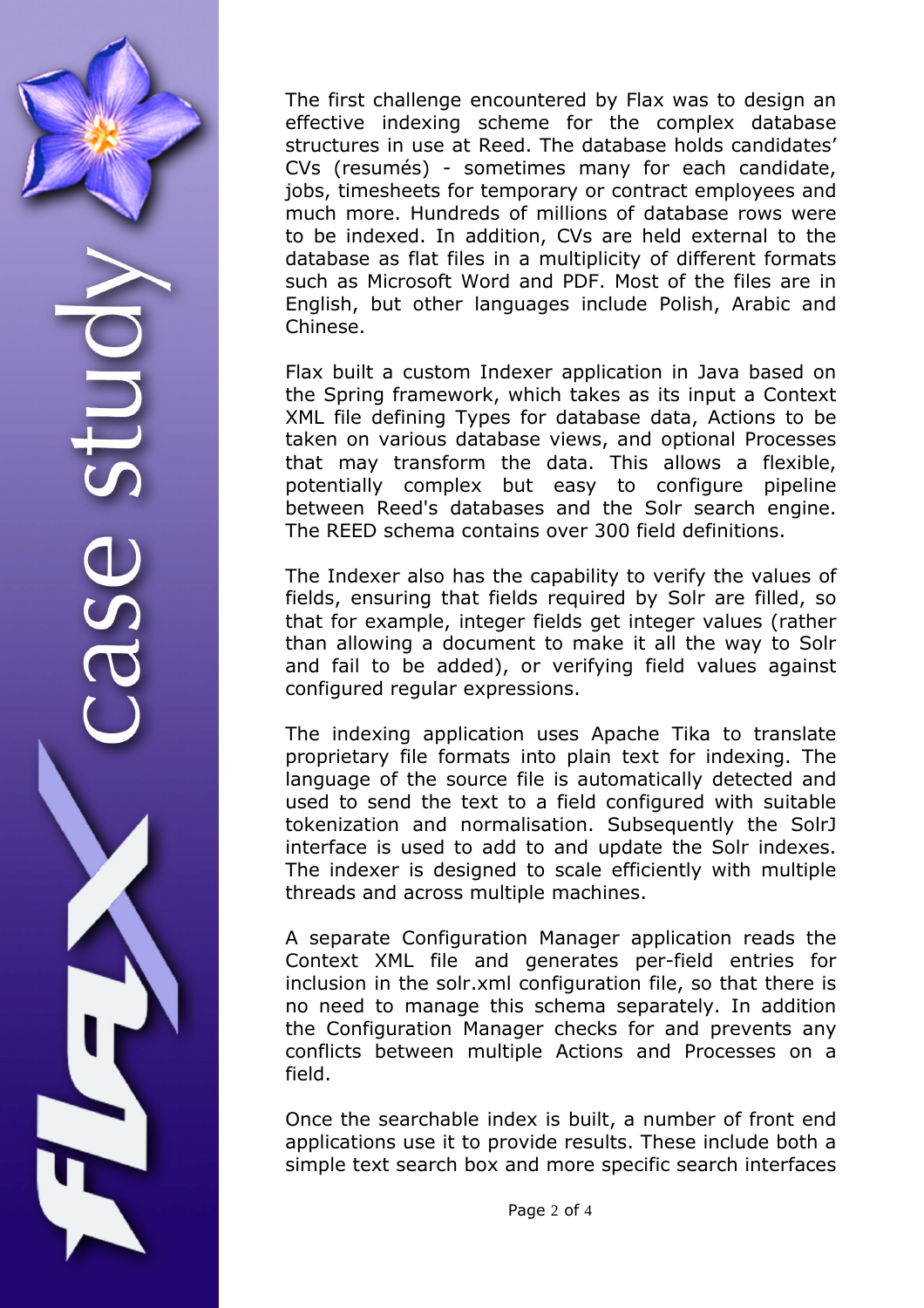The first challenge encountered by Flax was to design an effective indexing scheme for the complex database structures in use at Reed. The database holds candidates' CVs (resumés) - sometimes many for each candidate, jobs, timesheets for temporary or contract employees and much more. Hundreds of millions of database rows were to be indexed. In addition, CVs are held external to the database as flat files in a multiplicity of different formats such as Microsoft Word and PDF. Most of the files are in English, but other languages include Polish, Arabic and Chinese.

Flax built a custom Indexer application in Java based on the Spring framework, which takes as its input a Context XML file defining Types for database data, Actions to be taken on various database views, and optional Processes that may transform the data. This allows a flexible, potentially complex but easy to configure pipeline between Reed's databases and the Solr search engine. The REED schema contains over 300 field definitions.

The Indexer also has the capability to verify the values of fields, ensuring that fields required by Solr are filled, so that for example, integer fields get integer values (rather than allowing a document to make it all the way to Solr and fail to be added), or verifying field values against configured regular expressions.

The indexing application uses Apache Tika to translate proprietary file formats into plain text for indexing. The language of the source file is automatically detected and used to send the text to a field configured with suitable tokenization and normalisation. Subsequently the SolrJ interface is used to add to and update the Solr indexes. The indexer is designed to scale efficiently with multiple threads and across multiple machines.

A separate Configuration Manager application reads the Context XML file and generates per-field entries for inclusion in the solr.xml configuration file, so that there is no need to manage this schema separately. In addition the Configuration Manager checks for and prevents any conflicts between multiple Actions and Processes on a field.

Once the searchable index is built, a number of front end applications use it to provide results. These include both a simple text search box and more specific search interfaces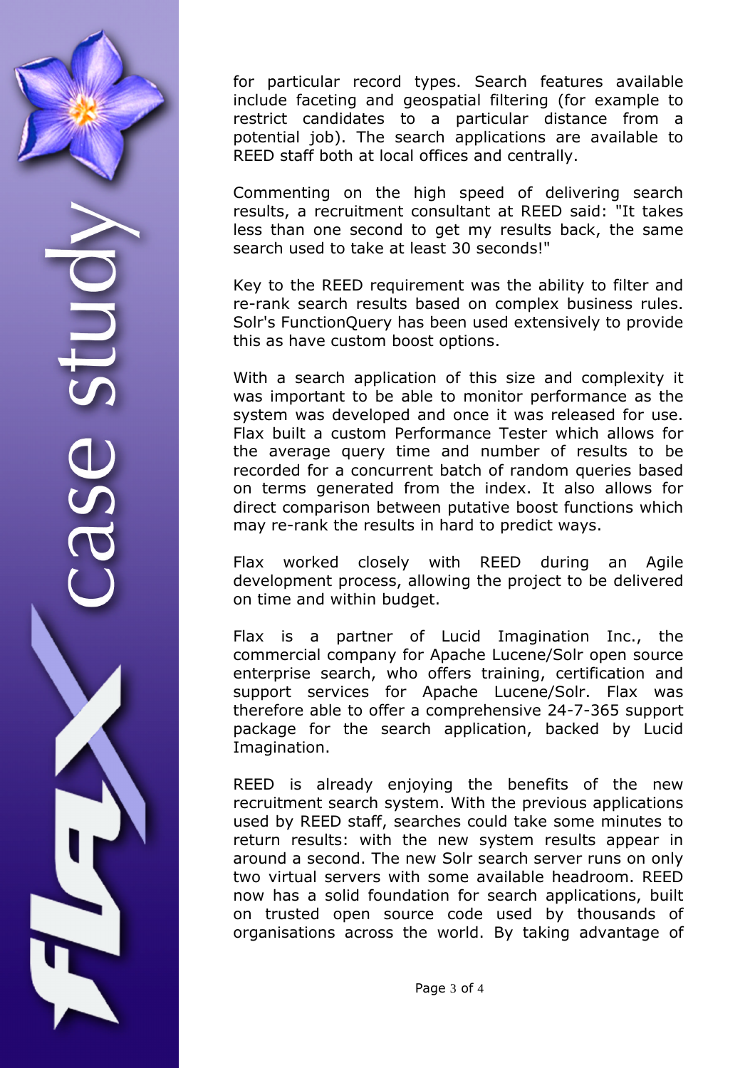for particular record types. Search features available include faceting and geospatial filtering (for example to restrict candidates to a particular distance from a potential job). The search applications are available to REED staff both at local offices and centrally.

Commenting on the high speed of delivering search results, a recruitment consultant at REED said: "It takes less than one second to get my results back, the same search used to take at least 30 seconds!"

Key to the REED requirement was the ability to filter and re-rank search results based on complex business rules. Solr's FunctionQuery has been used extensively to provide this as have custom boost options.

With a search application of this size and complexity it was important to be able to monitor performance as the system was developed and once it was released for use. Flax built a custom Performance Tester which allows for the average query time and number of results to be recorded for a concurrent batch of random queries based on terms generated from the index. It also allows for direct comparison between putative boost functions which may re-rank the results in hard to predict ways.

Flax worked closely with REED during an Agile development process, allowing the project to be delivered on time and within budget.

Flax is a partner of Lucid Imagination Inc., the commercial company for Apache Lucene/Solr open source enterprise search, who offers training, certification and support services for Apache Lucene/Solr. Flax was therefore able to offer a comprehensive 24-7-365 support package for the search application, backed by Lucid Imagination.

REED is already enjoying the benefits of the new recruitment search system. With the previous applications used by REED staff, searches could take some minutes to return results: with the new system results appear in around a second. The new Solr search server runs on only two virtual servers with some available headroom. REED now has a solid foundation for search applications, built on trusted open source code used by thousands of organisations across the world. By taking advantage of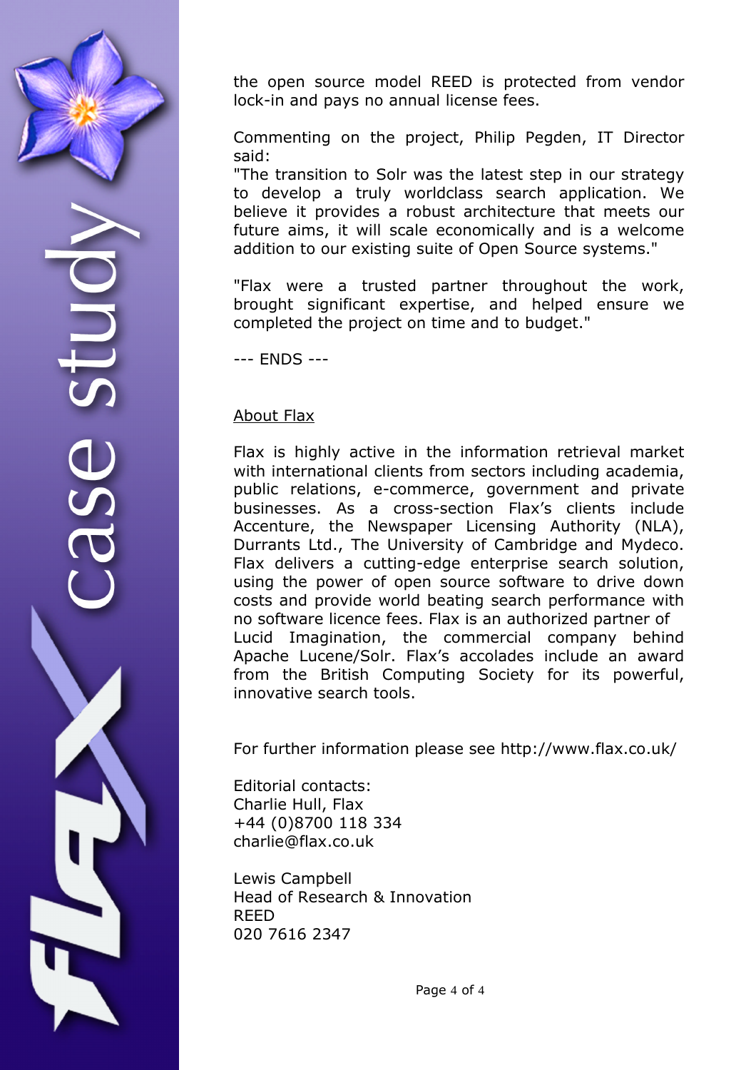the open source model REED is protected from vendor lock-in and pays no annual license fees.

Commenting on the project, Philip Pegden, IT Director said:
"The transition to Solr was the latest step in our strategy to develop a truly worldclass search application. We believe it provides a robust architecture that meets our future aims, it will scale economically and is a welcome addition to our existing suite of Open Source systems."

"Flax were a trusted partner throughout the work, brought significant expertise, and helped ensure we completed the project on time and to budget."

--- ENDS ---

## About Flax

Flax is highly active in the information retrieval market with international clients from sectors including academia, public relations, e-commerce, government and private businesses. As a cross-section Flax's clients include Accenture, the Newspaper Licensing Authority (NLA), Durrants Ltd., The University of Cambridge and Mydeco. Flax delivers a cutting-edge enterprise search solution, using the power of open source software to drive down costs and provide world beating search performance with no software licence fees. Flax is an authorized partner of Lucid Imagination, the commercial company behind Apache Lucene/Solr. Flax's accolades include an award from the British Computing Society for its powerful, innovative search tools.

For further information please see http://www.flax.co.uk/

Editorial contacts:
Charlie Hull, Flax
+44 (0)8700 118 334
charlie@flax.co.uk

Lewis Campbell
Head of Research & Innovation
REED
020 7616 2347